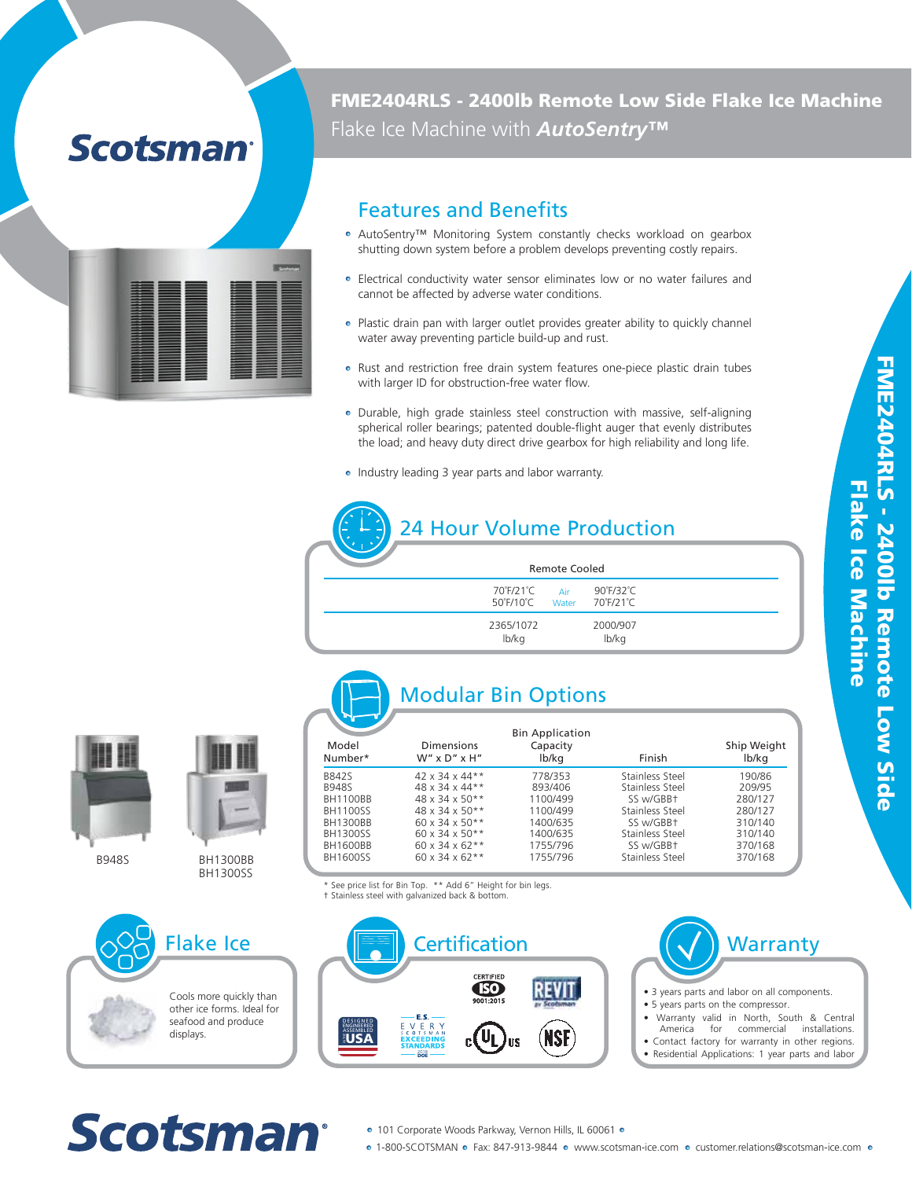Scotsman

# FME2404RLS - 2400lb Remote Low Side Flake Ice Machine

Flake Ice Machine with ***AutoSentry™***

## Features and Benefits

- AutoSentry™ Monitoring System constantly checks workload on gearbox shutting down system before a problem develops preventing costly repairs.
- Electrical conductivity water sensor eliminates low or no water failures and cannot be affected by adverse water conditions.
- Plastic drain pan with larger outlet provides greater ability to quickly channel water away preventing particle build-up and rust.
- Rust and restriction free drain system features one-piece plastic drain tubes with larger ID for obstruction-free water flow.
- Durable, high grade stainless steel construction with massive, self-aligning spherical roller bearings; patented double-flight auger that evenly distributes the load; and heavy duty direct drive gearbox for high reliability and long life.
- Industry leading 3 year parts and labor warranty.

## 24 Hour Volume Production

| | Remote Cooled | |
|---|---|---|
| 70˚F/21˚C<br>50˚F/10˚C | Air<br>Water | 90˚F/32˚C<br>70˚F/21˚C |
| 2365/1072<br>lb/kg | | 2000/907<br>lb/kg |

## Modular Bin Options

| Model Number* | Dimensions W" x D" x H" | Bin Application Capacity lb/kg | Finish | Ship Weight lb/kg |
|---|---|---|---|---|
| B842S | 42 x 34 x 44** | 778/353 | Stainless Steel | 190/86 |
| B948S | 48 x 34 x 44** | 893/406 | Stainless Steel | 209/95 |
| BH1100BB | 48 x 34 x 50** | 1100/499 | SS w/GBB† | 280/127 |
| BH1100SS | 48 x 34 x 50** | 1100/499 | Stainless Steel | 280/127 |
| BH1300BB | 60 x 34 x 50** | 1400/635 | SS w/GBB† | 310/140 |
| BH1300SS | 60 x 34 x 50** | 1400/635 | Stainless Steel | 310/140 |
| BH1600BB | 60 x 34 x 62** | 1755/796 | SS w/GBB† | 370/168 |
| BH1600SS | 60 x 34 x 62** | 1755/796 | Stainless Steel | 370/168 |

\* See price list for Bin Top. ** Add 6" Height for bin legs.
† Stainless steel with galvanized back & bottom.

B948S

BH1300BB
BH1300SS

## Flake Ice

Cools more quickly than other ice forms. Ideal for seafood and produce displays.

## Certification

CERTIFIED ISO 9001:2015 · REVIT by Scotsman · Designed Engineered Assembled USA · E.S. Every Scotsman Exceeding Standards DOE · cULus · NSF

## Warranty

- 3 years parts and labor on all components.
- 5 years parts on the compressor.
- Warranty valid in North, South & Central America for commercial installations.
- Contact factory for warranty in other regions.
- Residential Applications: 1 year parts and labor

Scotsman

- 101 Corporate Woods Parkway, Vernon Hills, IL 60061
- 1-800-SCOTSMAN • Fax: 847-913-9844 • www.scotsman-ice.com • customer.relations@scotsman-ice.com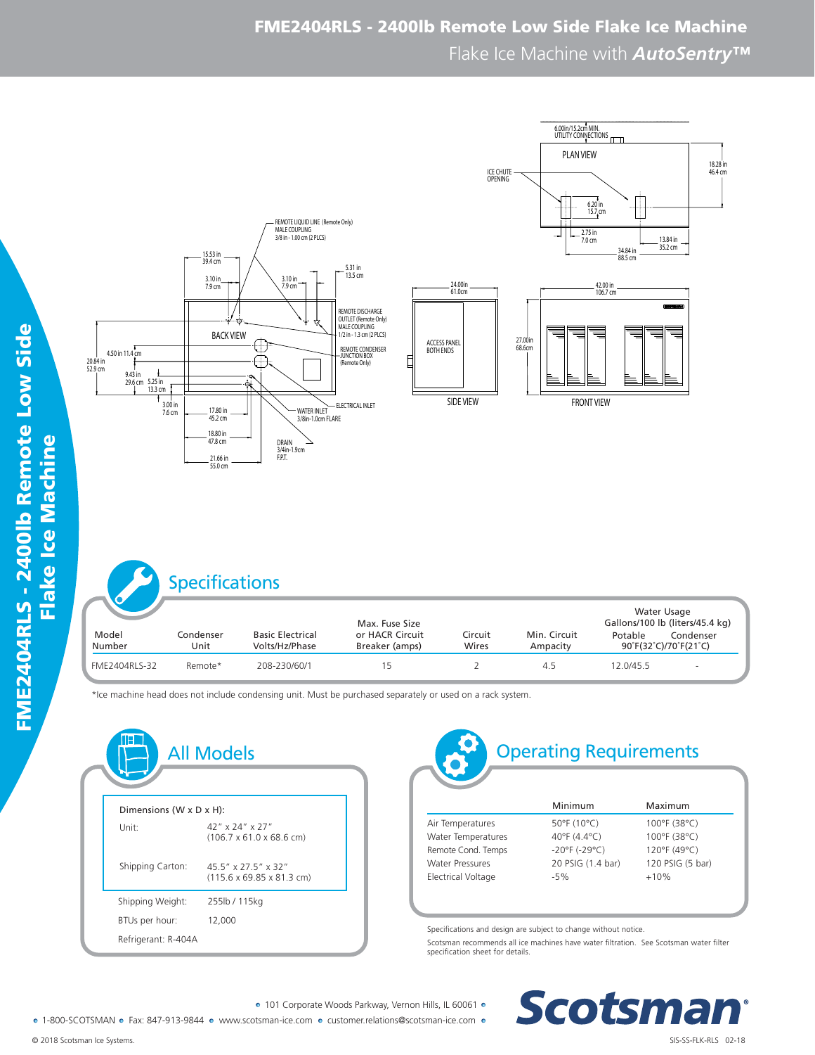# FME2404RLS - 2400lb Remote Low Side Flake Ice Machine

Flake Ice Machine with ***AutoSentry™***

6.00in/15.2cm MIN. UTILITY CONNECTIONS

PLAN VIEW

ICE CHUTE OPENING

18.28 in 46.4 cm

6.20 in 15.7 cm

2.75 in 7.0 cm

13.84 in 35.2 cm

34.84 in 88.5 cm

REMOTE LIQUID LINE (Remote Only) MALE COUPLING 3/8 in - 1.00 cm (2 PLCS)

15.53 in 39.4 cm

3.10 in 7.9 cm

3.10 in 7.9 cm

5.31 in 13.5 cm

BACK VIEW

REMOTE DISCHARGE OUTLET (Remote Only) MALE COUPLING 1/2 in - 1.3 cm (2 PLCS)

REMOTE CONDENSER JUNCTION BOX (Remote Only)

4.50 in 11.4 cm

20.84 in 52.9 cm

9.43 in 29.6 cm

5.25 in 13.3 cm

3.00 in 7.6 cm

17.80 in 45.2 cm

18.80 in 47.8 cm

21.66 in 55.0 cm

ELECTRICAL INLET

WATER INLET 3/8in-1.0cm FLARE

DRAIN 3/4in-1.9cm F.P.T.

24.00in 61.0cm

ACCESS PANEL BOTH ENDS

SIDE VIEW

42.00 in 106.7 cm

27.00in 68.6cm

FRONT VIEW

## Specifications

| Model Number | Condenser Unit | Basic Electrical Volts/Hz/Phase | Max. Fuse Size or HACR Circuit Breaker (amps) | Circuit Wires | Min. Circuit Ampacity | Water Usage Gallons/100 lb (liters/45.4 kg) Potable | Condenser 90˚F(32˚C)/70˚F(21˚C) |
|---|---|---|---|---|---|---|---|
| FME2404RLS-32 | Remote* | 208-230/60/1 | 15 | 2 | 4.5 | 12.0/45.5 | - |

*Ice machine head does not include condensing unit. Must be purchased separately or used on a rack system.

## All Models

Dimensions (W x D x H):

| | |
|---|---|
| Unit: | 42" x 24" x 27" (106.7 x 61.0 x 68.6 cm) |
| Shipping Carton: | 45.5" x 27.5" x 32" (115.6 x 69.85 x 81.3 cm) |
| Shipping Weight: | 255lb / 115kg |
| BTUs per hour: | 12,000 |

Refrigerant: R-404A

## Operating Requirements

| | Minimum | Maximum |
|---|---|---|
| Air Temperatures | 50°F (10°C) | 100°F (38°C) |
| Water Temperatures | 40°F (4.4°C) | 100°F (38°C) |
| Remote Cond. Temps | -20°F (-29°C) | 120°F (49°C) |
| Water Pressures | 20 PSIG (1.4 bar) | 120 PSIG (5 bar) |
| Electrical Voltage | -5% | +10% |

Specifications and design are subject to change without notice.

Scotsman recommends all ice machines have water filtration. See Scotsman water filter specification sheet for details.

101 Corporate Woods Parkway, Vernon Hills, IL 60061

1-800-SCOTSMAN • Fax: 847-913-9844 • www.scotsman-ice.com • customer.relations@scotsman-ice.com

Scotsman®

© 2018 Scotsman Ice Systems.

SIS-SS-FLK-RLS 02-18